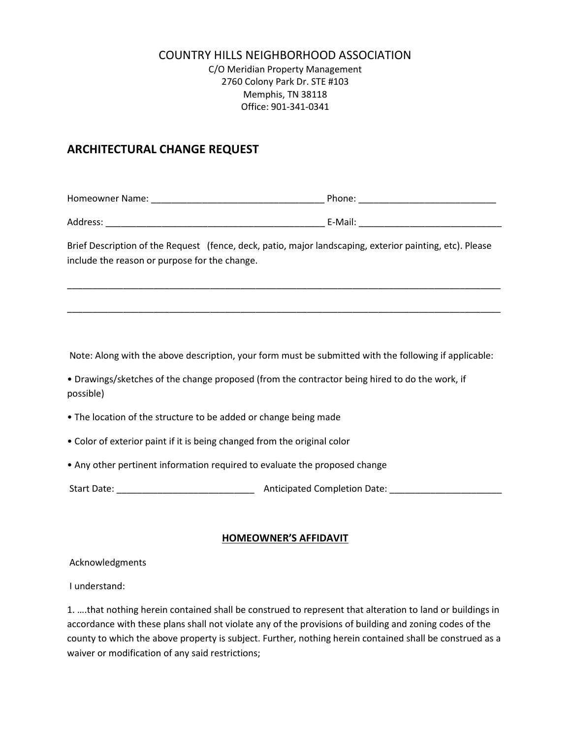COUNTRY HILLS NEIGHBORHOOD ASSOCIATION

C/O Meridian Property Management
2760 Colony Park Dr. STE #103
Memphis, TN 38118
Office: 901-341-0341

## ARCHITECTURAL CHANGE REQUEST

Homeowner Name: __________________________________ Phone: ___________________________

Address: ___________________________________________ E-Mail: ____________________________

Brief Description of the Request (fence, deck, patio, major landscaping, exterior painting, etc). Please include the reason or purpose for the change.

_________________________________________________________________________________________

_________________________________________________________________________________________

Note: Along with the above description, your form must be submitted with the following if applicable:

- Drawings/sketches of the change proposed (from the contractor being hired to do the work, if possible)
- The location of the structure to be added or change being made
- Color of exterior paint if it is being changed from the original color
- Any other pertinent information required to evaluate the proposed change

Start Date: ___________________________ Anticipated Completion Date: ______________________

### HOMEOWNER'S AFFIDAVIT

Acknowledgments

I understand:

1. ….that nothing herein contained shall be construed to represent that alteration to land or buildings in accordance with these plans shall not violate any of the provisions of building and zoning codes of the county to which the above property is subject. Further, nothing herein contained shall be construed as a waiver or modification of any said restrictions;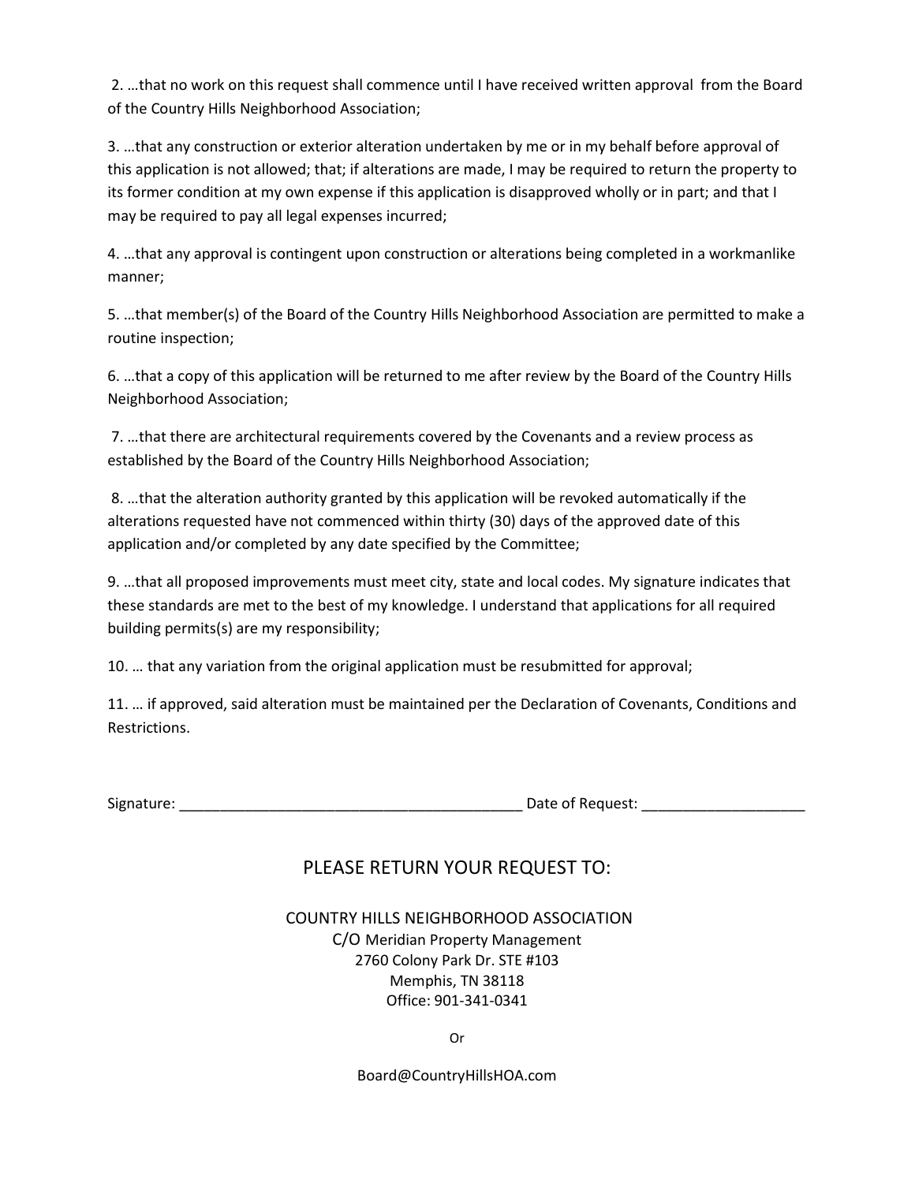2. …that no work on this request shall commence until I have received written approval from the Board of the Country Hills Neighborhood Association;

3. …that any construction or exterior alteration undertaken by me or in my behalf before approval of this application is not allowed; that; if alterations are made, I may be required to return the property to its former condition at my own expense if this application is disapproved wholly or in part; and that I may be required to pay all legal expenses incurred;

4. …that any approval is contingent upon construction or alterations being completed in a workmanlike manner;

5. …that member(s) of the Board of the Country Hills Neighborhood Association are permitted to make a routine inspection;

6. …that a copy of this application will be returned to me after review by the Board of the Country Hills Neighborhood Association;

7. …that there are architectural requirements covered by the Covenants and a review process as established by the Board of the Country Hills Neighborhood Association;

8. …that the alteration authority granted by this application will be revoked automatically if the alterations requested have not commenced within thirty (30) days of the approved date of this application and/or completed by any date specified by the Committee;

9. …that all proposed improvements must meet city, state and local codes. My signature indicates that these standards are met to the best of my knowledge. I understand that applications for all required building permits(s) are my responsibility;

10. … that any variation from the original application must be resubmitted for approval;

11. … if approved, said alteration must be maintained per the Declaration of Covenants, Conditions and Restrictions.

Signature: ___________________________________________ Date of Request: ____________________

## PLEASE RETURN YOUR REQUEST TO:

COUNTRY HILLS NEIGHBORHOOD ASSOCIATION
C/O Meridian Property Management
2760 Colony Park Dr. STE #103
Memphis, TN 38118
Office: 901-341-0341

Or

Board@CountryHillsHOA.com